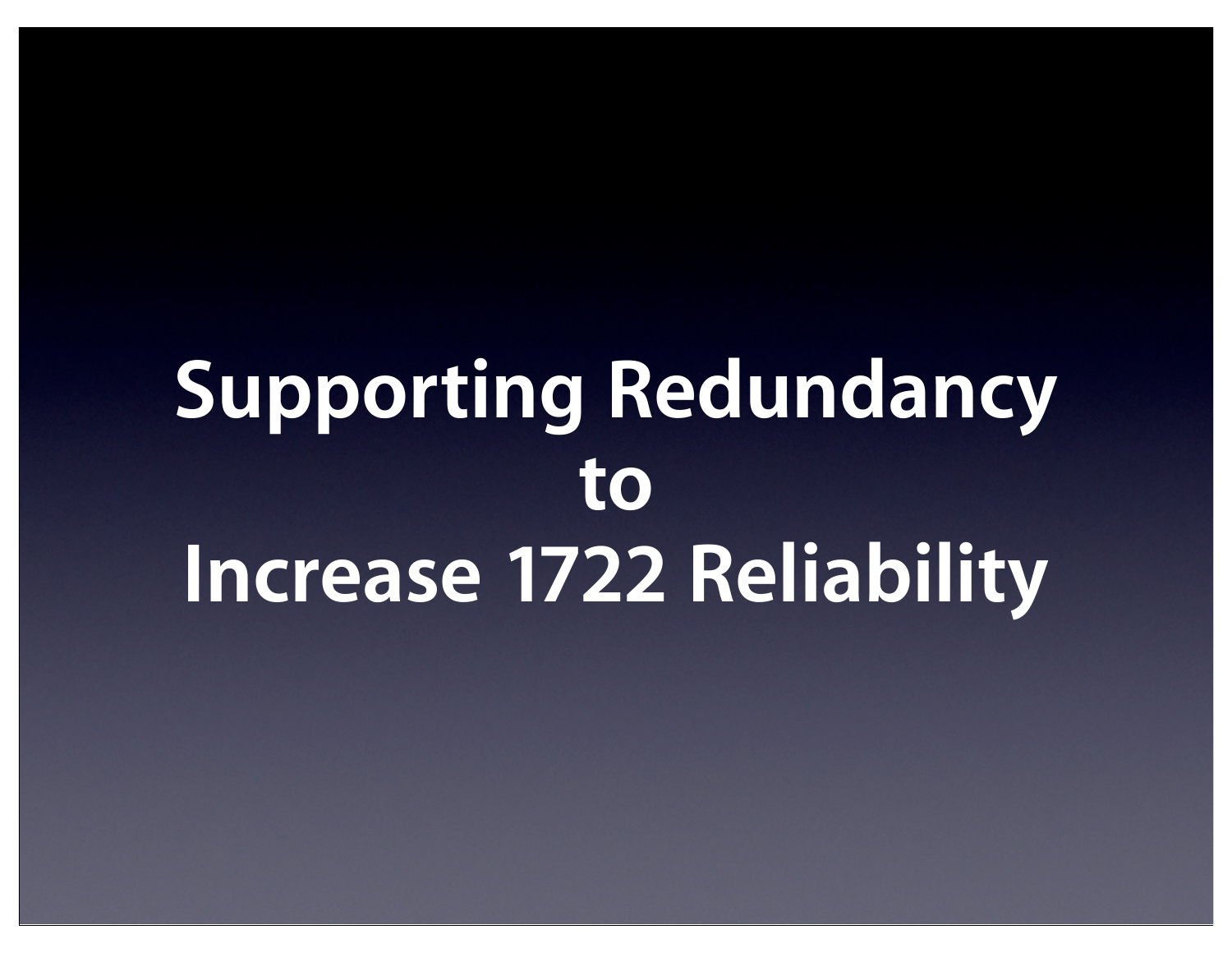# Supporting Redundancy to Increase 1722 Reliability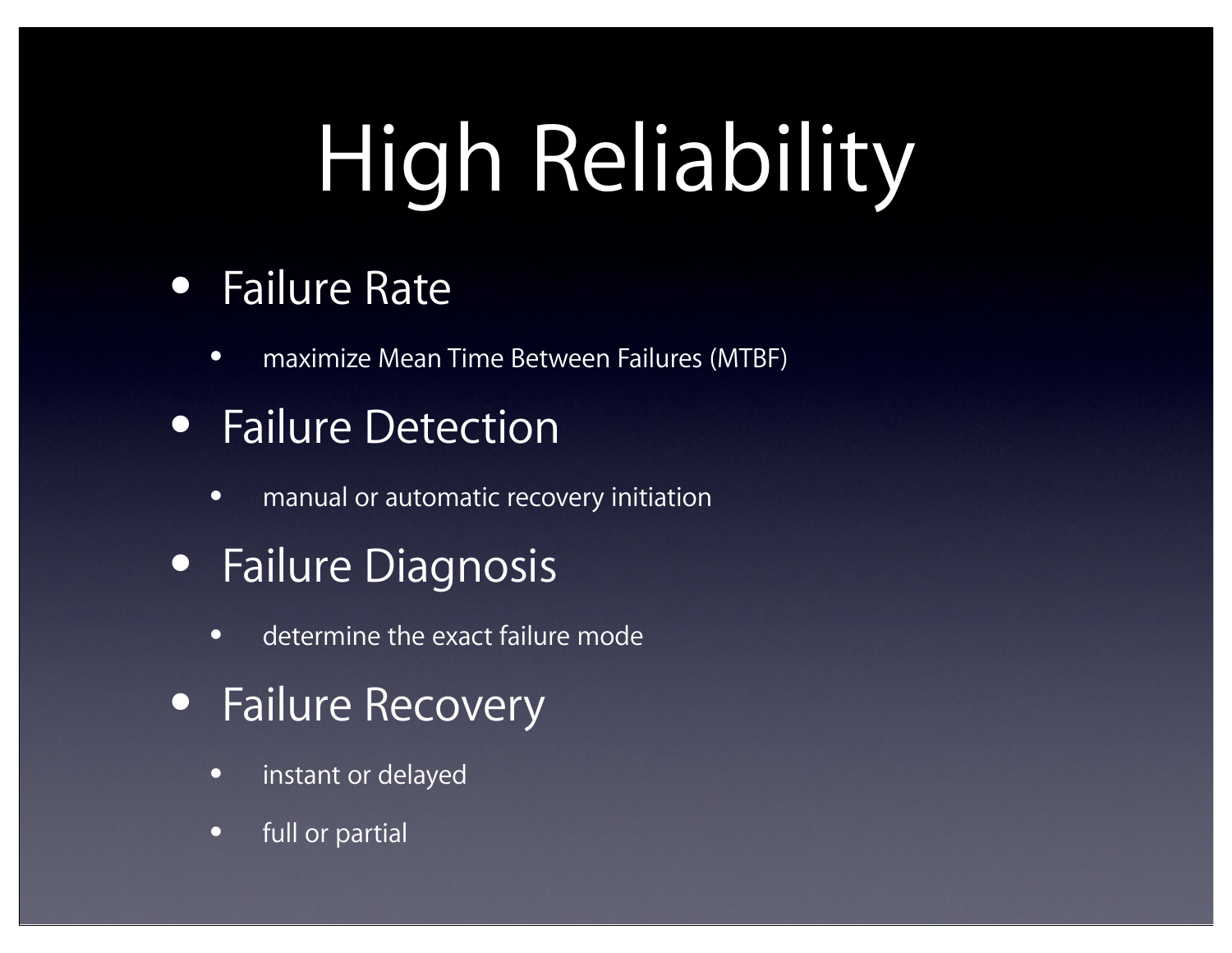# High Reliability

- Failure Rate
  - maximize Mean Time Between Failures (MTBF)
- Failure Detection
  - manual or automatic recovery initiation
- Failure Diagnosis
  - determine the exact failure mode
- Failure Recovery
  - instant or delayed
  - full or partial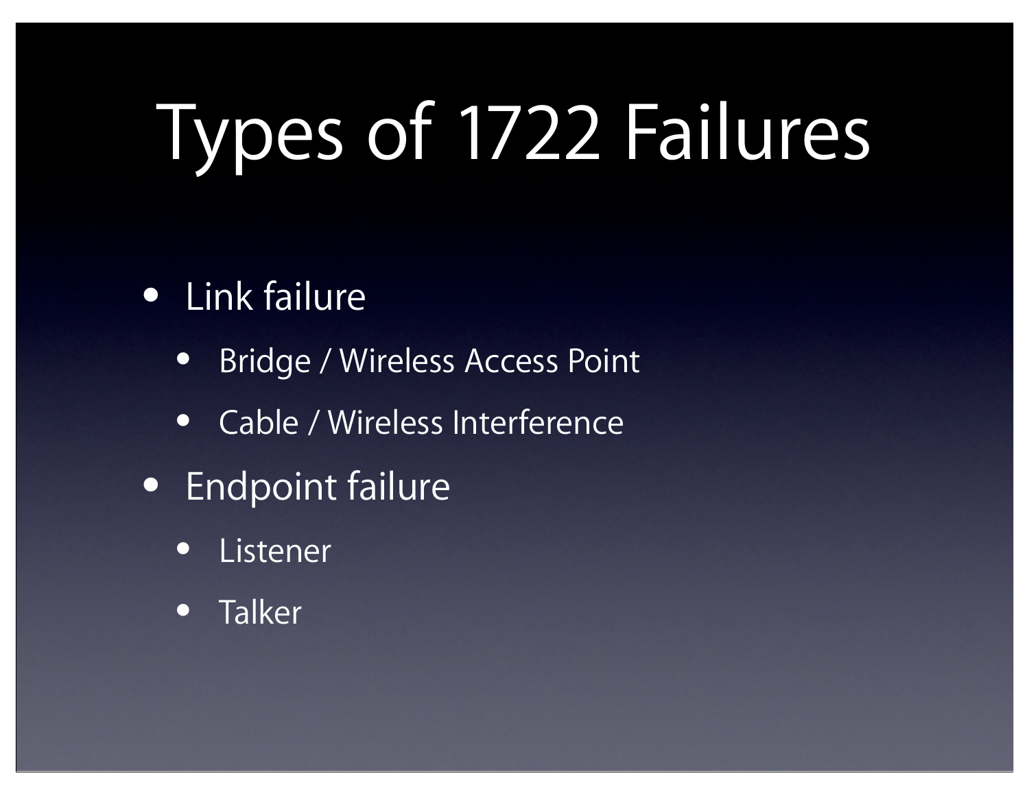# Types of 1722 Failures

- Link failure
  - Bridge / Wireless Access Point
  - Cable / Wireless Interference
- Endpoint failure
  - Listener
  - Talker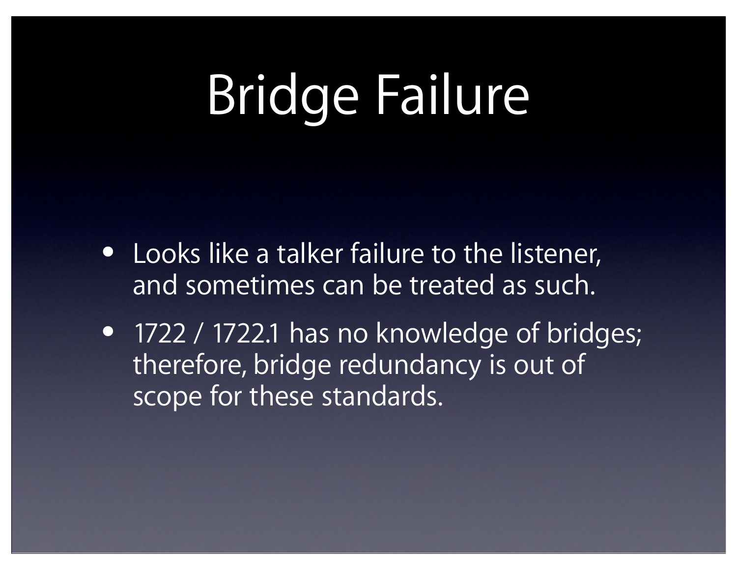# Bridge Failure

- Looks like a talker failure to the listener, and sometimes can be treated as such.
- 1722 / 1722.1 has no knowledge of bridges; therefore, bridge redundancy is out of scope for these standards.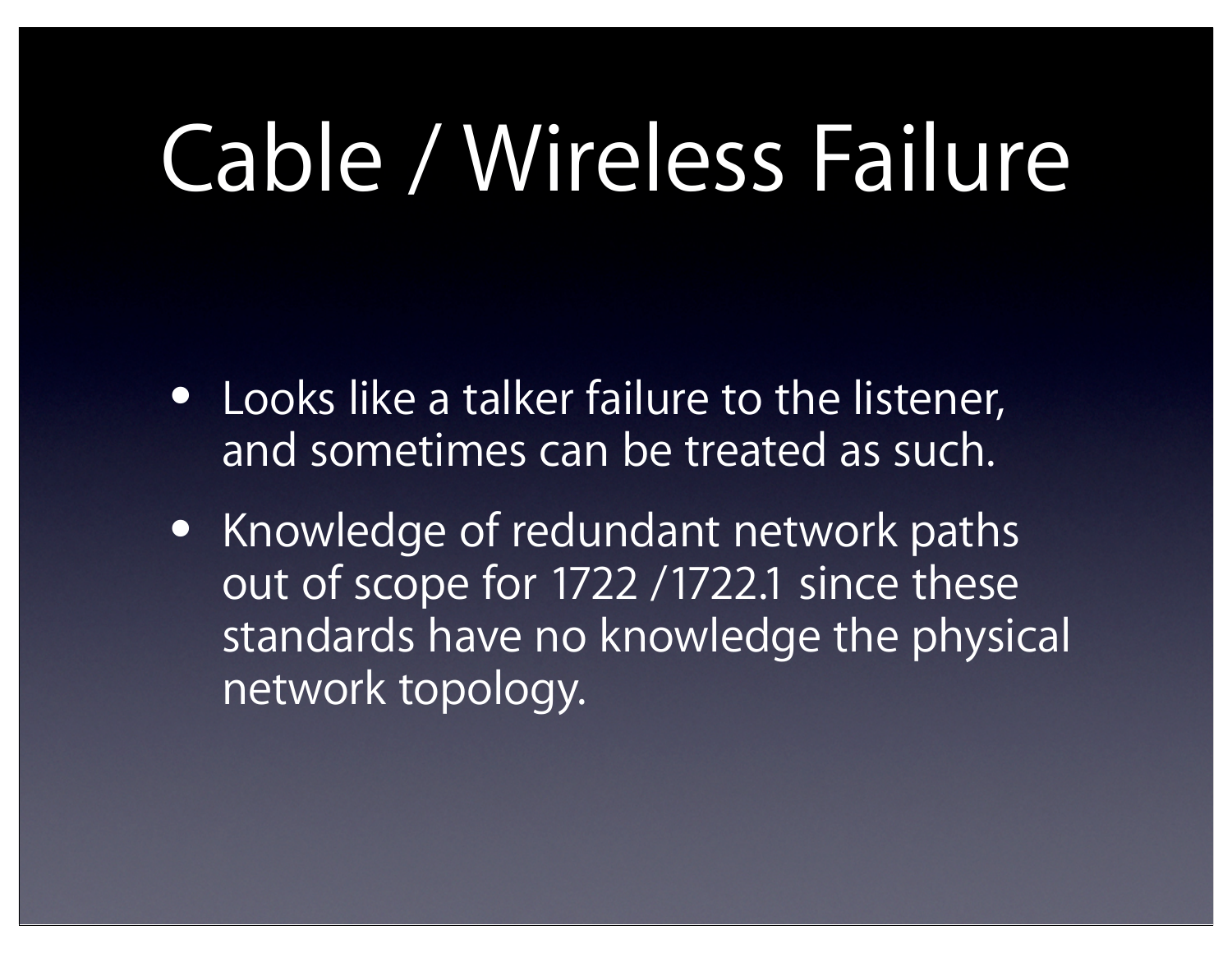# Cable / Wireless Failure

- Looks like a talker failure to the listener, and sometimes can be treated as such.
- Knowledge of redundant network paths out of scope for 1722 /1722.1 since these standards have no knowledge the physical network topology.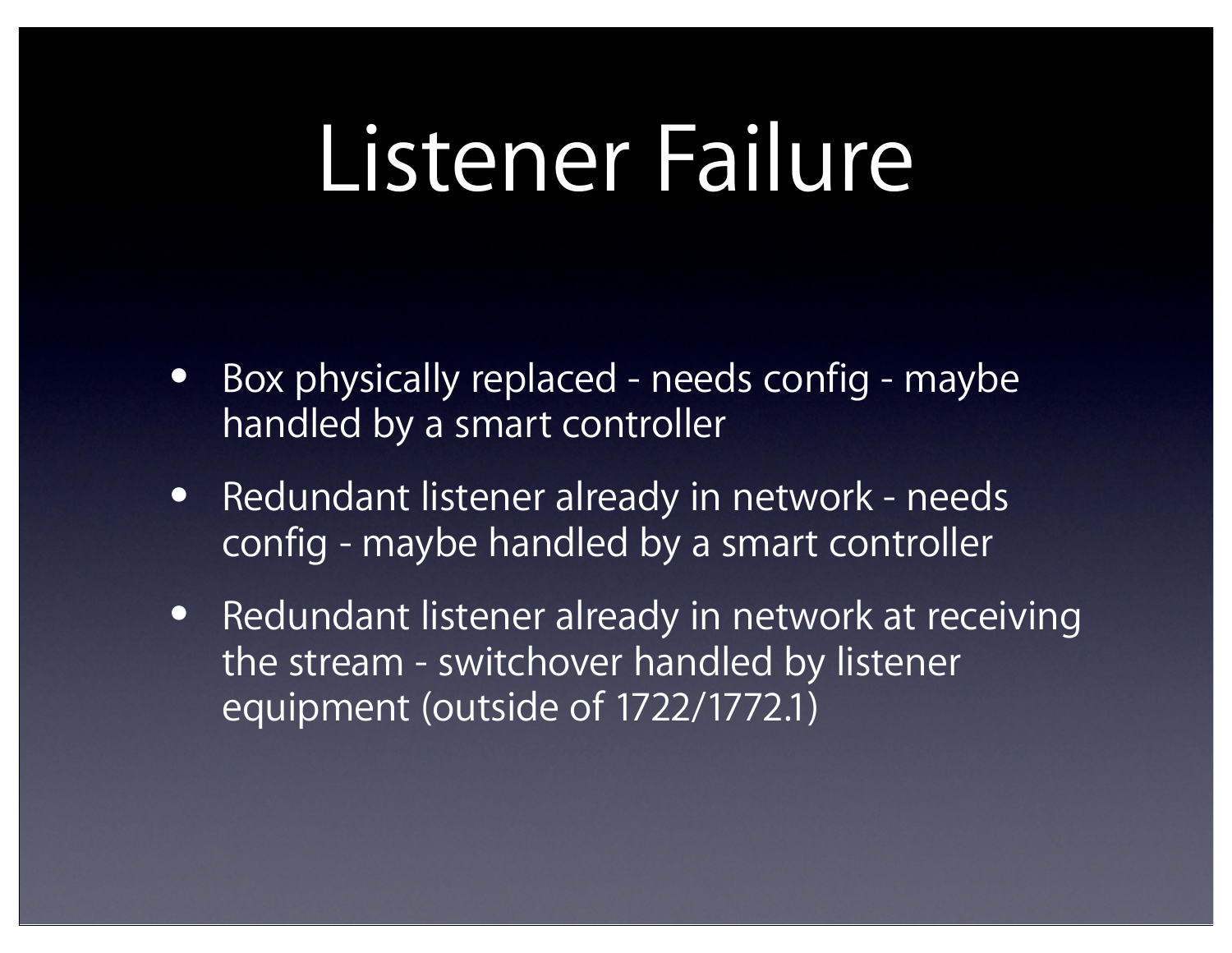# Listener Failure

- Box physically replaced - needs config - maybe handled by a smart controller
- Redundant listener already in network - needs config - maybe handled by a smart controller
- Redundant listener already in network at receiving the stream - switchover handled by listener equipment (outside of 1722/1772.1)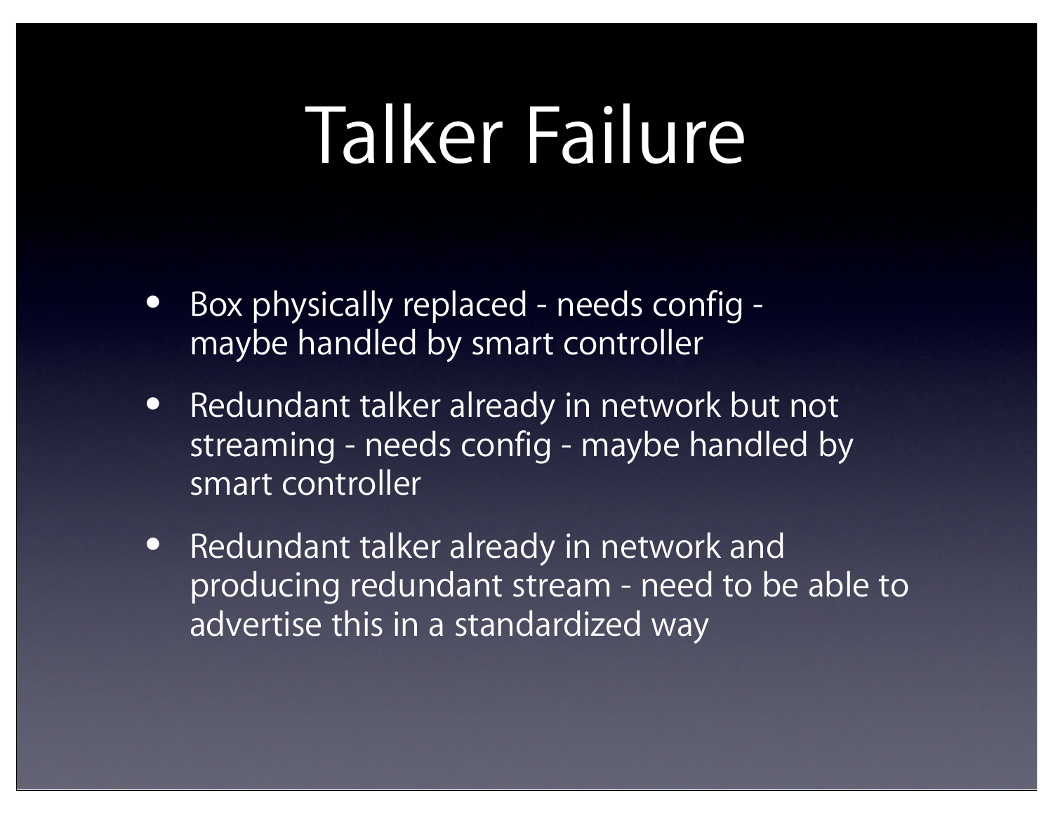# Talker Failure

- Box physically replaced - needs config - maybe handled by smart controller
- Redundant talker already in network but not streaming - needs config - maybe handled by smart controller
- Redundant talker already in network and producing redundant stream - need to be able to advertise this in a standardized way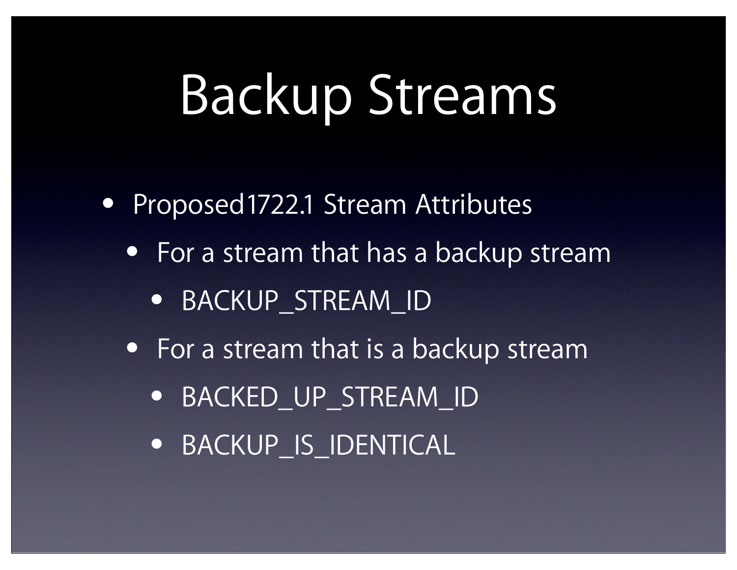# Backup Streams

- Proposed1722.1 Stream Attributes
  - For a stream that has a backup stream
    - BACKUP_STREAM_ID
  - For a stream that is a backup stream
    - BACKED_UP_STREAM_ID
    - BACKUP_IS_IDENTICAL